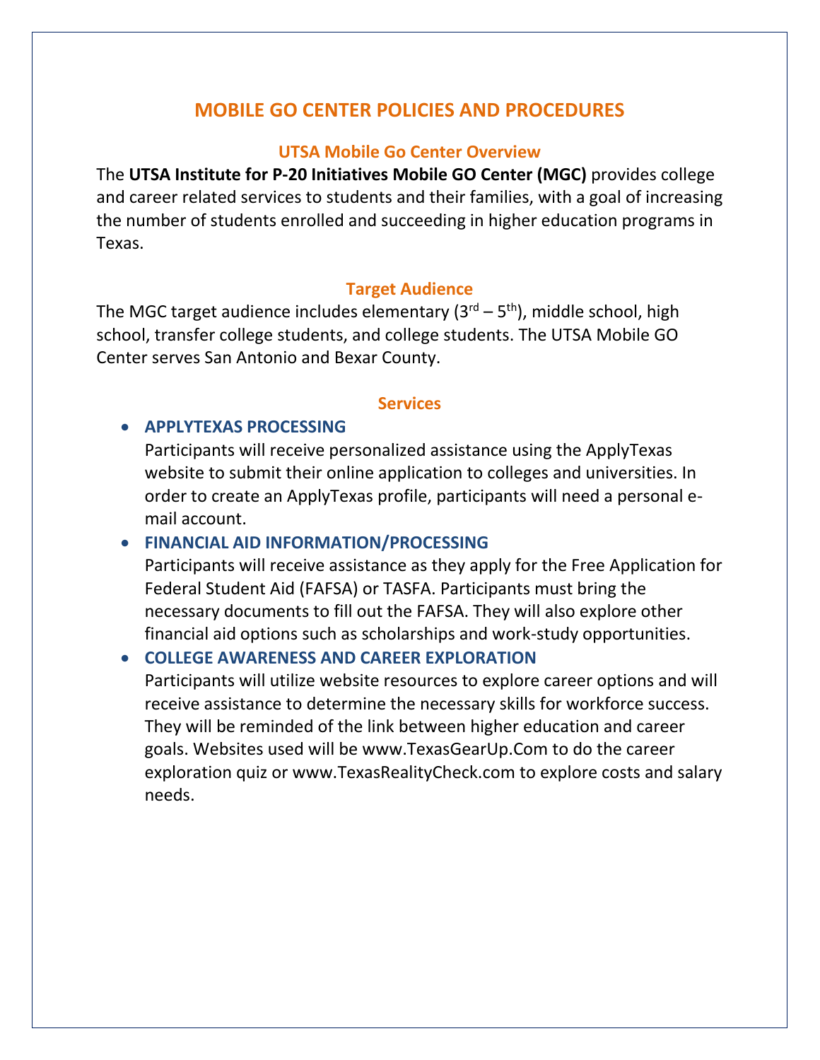# MOBILE GO CENTER POLICIES AND PROCEDURES

## UTSA Mobile Go Center Overview

The **UTSA Institute for P-20 Initiatives Mobile GO Center (MGC)** provides college and career related services to students and their families, with a goal of increasing the number of students enrolled and succeeding in higher education programs in Texas.

## Target Audience

The MGC target audience includes elementary (3rd – 5th), middle school, high school, transfer college students, and college students. The UTSA Mobile GO Center serves San Antonio and Bexar County.

## Services

- **APPLYTEXAS PROCESSING**
  Participants will receive personalized assistance using the ApplyTexas website to submit their online application to colleges and universities. In order to create an ApplyTexas profile, participants will need a personal e-mail account.
- **FINANCIAL AID INFORMATION/PROCESSING**
  Participants will receive assistance as they apply for the Free Application for Federal Student Aid (FAFSA) or TASFA. Participants must bring the necessary documents to fill out the FAFSA. They will also explore other financial aid options such as scholarships and work-study opportunities.
- **COLLEGE AWARENESS AND CAREER EXPLORATION**
  Participants will utilize website resources to explore career options and will receive assistance to determine the necessary skills for workforce success. They will be reminded of the link between higher education and career goals. Websites used will be www.TexasGearUp.Com to do the career exploration quiz or www.TexasRealityCheck.com to explore costs and salary needs.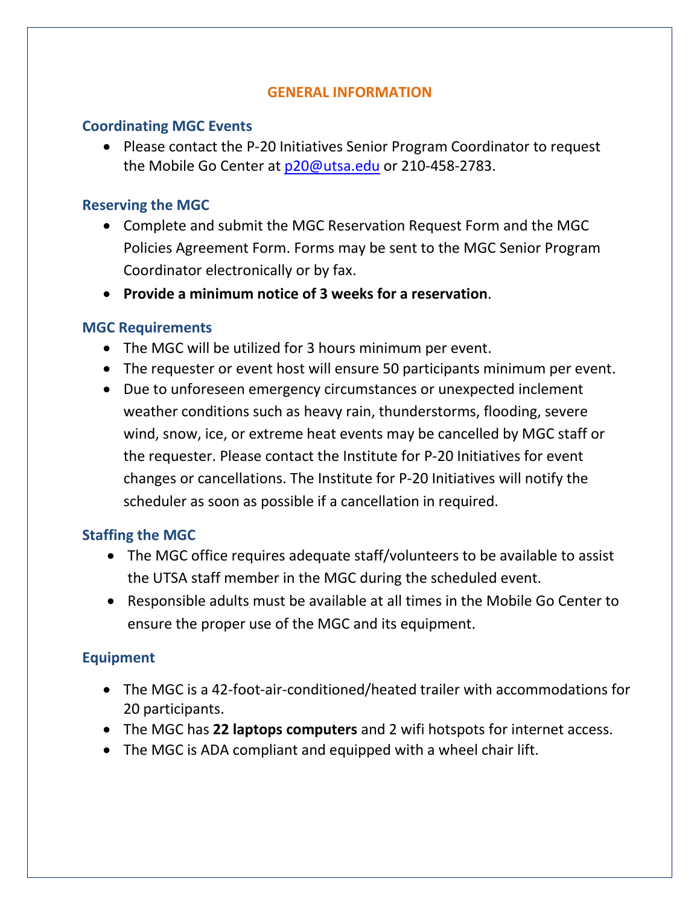# GENERAL INFORMATION

## Coordinating MGC Events

- Please contact the P-20 Initiatives Senior Program Coordinator to request the Mobile Go Center at p20@utsa.edu or 210-458-2783.

## Reserving the MGC

- Complete and submit the MGC Reservation Request Form and the MGC Policies Agreement Form. Forms may be sent to the MGC Senior Program Coordinator electronically or by fax.
- **Provide a minimum notice of 3 weeks for a reservation**.

## MGC Requirements

- The MGC will be utilized for 3 hours minimum per event.
- The requester or event host will ensure 50 participants minimum per event.
- Due to unforeseen emergency circumstances or unexpected inclement weather conditions such as heavy rain, thunderstorms, flooding, severe wind, snow, ice, or extreme heat events may be cancelled by MGC staff or the requester. Please contact the Institute for P-20 Initiatives for event changes or cancellations. The Institute for P-20 Initiatives will notify the scheduler as soon as possible if a cancellation in required.

## Staffing the MGC

- The MGC office requires adequate staff/volunteers to be available to assist the UTSA staff member in the MGC during the scheduled event.
- Responsible adults must be available at all times in the Mobile Go Center to ensure the proper use of the MGC and its equipment.

## Equipment

- The MGC is a 42-foot-air-conditioned/heated trailer with accommodations for 20 participants.
- The MGC has **22 laptops computers** and 2 wifi hotspots for internet access.
- The MGC is ADA compliant and equipped with a wheel chair lift.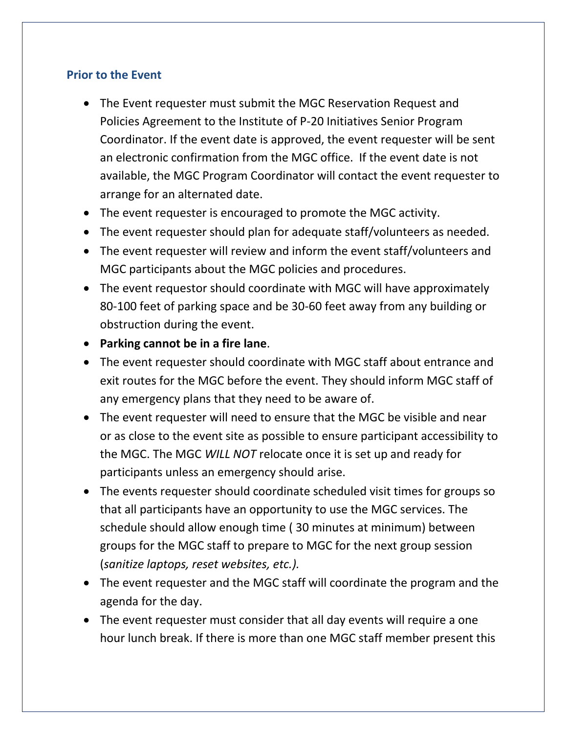## Prior to the Event

- The Event requester must submit the MGC Reservation Request and Policies Agreement to the Institute of P-20 Initiatives Senior Program Coordinator. If the event date is approved, the event requester will be sent an electronic confirmation from the MGC office. If the event date is not available, the MGC Program Coordinator will contact the event requester to arrange for an alternated date.
- The event requester is encouraged to promote the MGC activity.
- The event requester should plan for adequate staff/volunteers as needed.
- The event requester will review and inform the event staff/volunteers and MGC participants about the MGC policies and procedures.
- The event requestor should coordinate with MGC will have approximately 80-100 feet of parking space and be 30-60 feet away from any building or obstruction during the event.
- **Parking cannot be in a fire lane**.
- The event requester should coordinate with MGC staff about entrance and exit routes for the MGC before the event. They should inform MGC staff of any emergency plans that they need to be aware of.
- The event requester will need to ensure that the MGC be visible and near or as close to the event site as possible to ensure participant accessibility to the MGC. The MGC *WILL NOT* relocate once it is set up and ready for participants unless an emergency should arise.
- The events requester should coordinate scheduled visit times for groups so that all participants have an opportunity to use the MGC services. The schedule should allow enough time ( 30 minutes at minimum) between groups for the MGC staff to prepare to MGC for the next group session (*sanitize laptops, reset websites, etc.).*
- The event requester and the MGC staff will coordinate the program and the agenda for the day.
- The event requester must consider that all day events will require a one hour lunch break. If there is more than one MGC staff member present this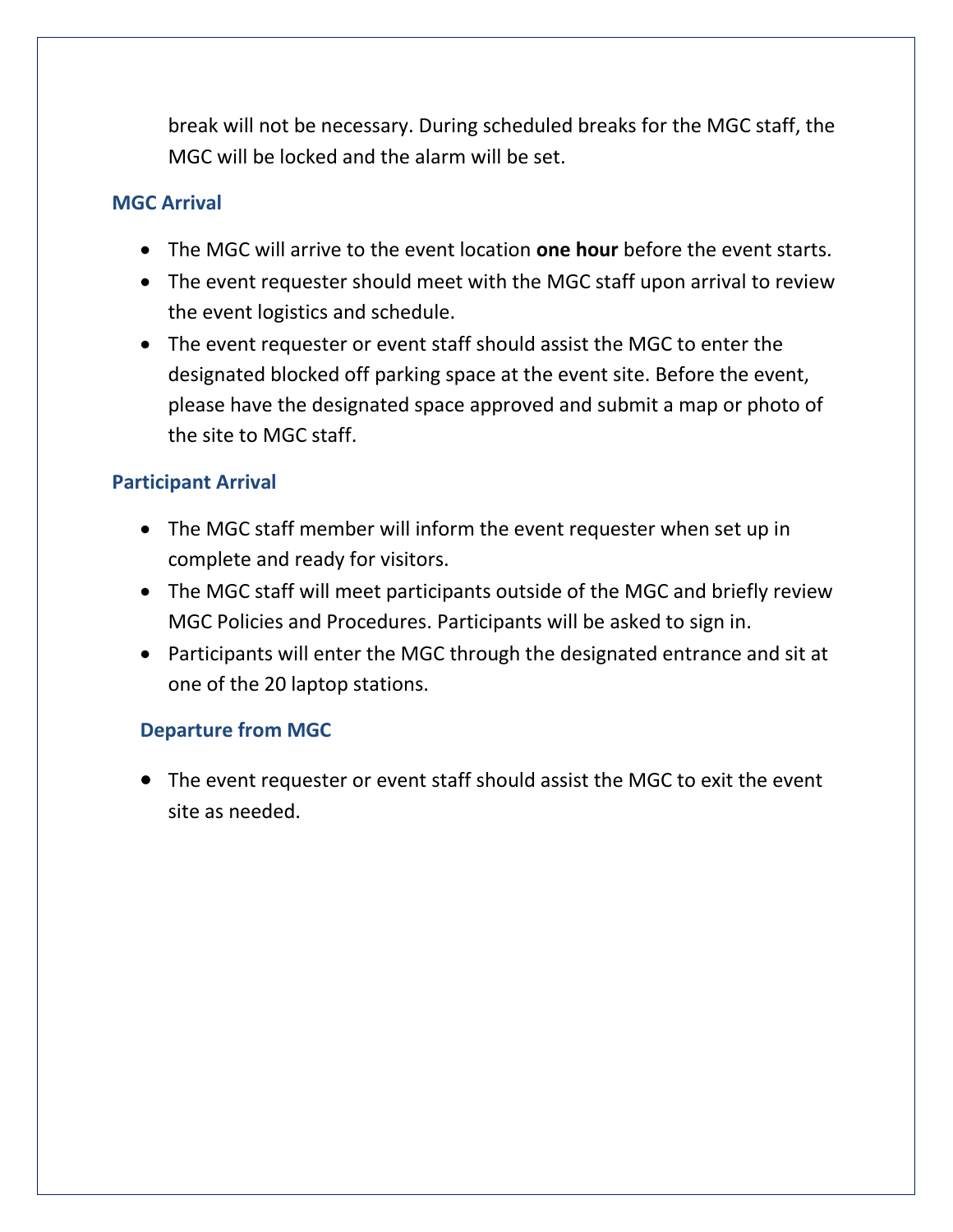break will not be necessary. During scheduled breaks for the MGC staff, the MGC will be locked and the alarm will be set.

### MGC Arrival

- The MGC will arrive to the event location **one hour** before the event starts.
- The event requester should meet with the MGC staff upon arrival to review the event logistics and schedule.
- The event requester or event staff should assist the MGC to enter the designated blocked off parking space at the event site. Before the event, please have the designated space approved and submit a map or photo of the site to MGC staff.

### Participant Arrival

- The MGC staff member will inform the event requester when set up in complete and ready for visitors.
- The MGC staff will meet participants outside of the MGC and briefly review MGC Policies and Procedures. Participants will be asked to sign in.
- Participants will enter the MGC through the designated entrance and sit at one of the 20 laptop stations.

### Departure from MGC

- The event requester or event staff should assist the MGC to exit the event site as needed.